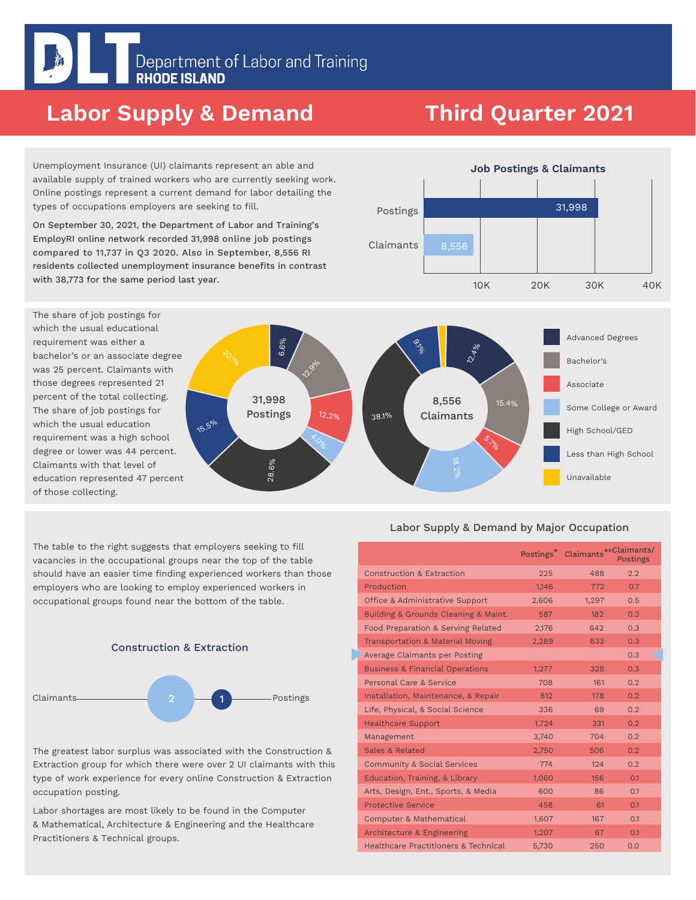# Department of Labor and Training
**RHODE ISLAND**

# Labor Supply & Demand — Third Quarter 2021

Unemployment Insurance (UI) claimants represent an able and available supply of trained workers who are currently seeking work. Online postings represent a current demand for labor detailing the types of occupations employers are seeking to fill.

**On September 30, 2021, the Department of Labor and Training's EmployRI online network recorded 31,998 online job postings compared to 11,737 in Q3 2020. Also in September, 8,556 RI residents collected unemployment insurance benefits in contrast with 38,773 for the same period last year.**

### Job Postings & Claimants

| | Count |
|---|---|
| Postings | 31,998 |
| Claimants | 8,556 |

The share of job postings for which the usual educational requirement was either a bachelor's or an associate degree was 25 percent. Claimants with those degrees represented 21 percent of the total collecting. The share of job postings for which the usual education requirement was a high school degree or lower was 44 percent. Claimants with that level of education represented 47 percent of those collecting.

| Education | 31,998 Postings | 8,556 Claimants |
|---|---|---|
| Advanced Degrees | 6.6% | 12.4% |
| Bachelor's | 12.9% | 15.4% |
| Associate | 12.2% | 5.7% |
| Some College or Award | 4.0% | 18.2% |
| High School/GED | 28.6% | 38.1% |
| Less than High School | 15.5% | 9.1% |
| Unavailable | 20.1% | |

The table to the right suggests that employers seeking to fill vacancies in the occupational groups near the top of the table should have an easier time finding experienced workers than those employers who are looking to employ experienced workers in occupational groups found near the bottom of the table.

### Construction & Extraction

Claimants 2 — 1 Postings

The greatest labor surplus was associated with the Construction & Extraction group for which there were over 2 UI claimants with this type of work experience for every online Construction & Extraction occupation posting.

Labor shortages are most likely to be found in the Computer & Mathematical, Architecture & Engineering and the Healthcare Practitioners & Technical groups.

### Labor Supply & Demand by Major Occupation

| | Postings* | Claimants** | Claimants/ Postings |
|---|---|---|---|
| Construction & Extraction | 225 | 488 | 2.2 |
| Production | 1,146 | 772 | 0.7 |
| Office & Administrative Support | 2,606 | 1,297 | 0.5 |
| Building & Grounds Cleaning & Maint. | 587 | 182 | 0.3 |
| Food Preparation & Serving Related | 2,176 | 642 | 0.3 |
| Transportation & Material Moving | 2,289 | 633 | 0.3 |
| Average Claimants per Posting | | | 0.3 |
| Business & Financial Operations | 1,277 | 328 | 0.3 |
| Personal Care & Service | 708 | 161 | 0.2 |
| Installation, Maintenance, & Repair | 812 | 178 | 0.2 |
| Life, Physical, & Social Science | 336 | 69 | 0.2 |
| Healthcare Support | 1,724 | 331 | 0.2 |
| Management | 3,740 | 704 | 0.2 |
| Sales & Related | 2,750 | 506 | 0.2 |
| Community & Social Services | 774 | 124 | 0.2 |
| Education, Training, & Library | 1,060 | 156 | 0.1 |
| Arts, Design, Ent., Sports, & Media | 600 | 86 | 0.1 |
| Protective Service | 458 | 61 | 0.1 |
| Computer & Mathematical | 1,607 | 167 | 0.1 |
| Architecture & Engineering | 1,207 | 67 | 0.1 |
| Healthcare Practitioners & Technical | 5,730 | 250 | 0.0 |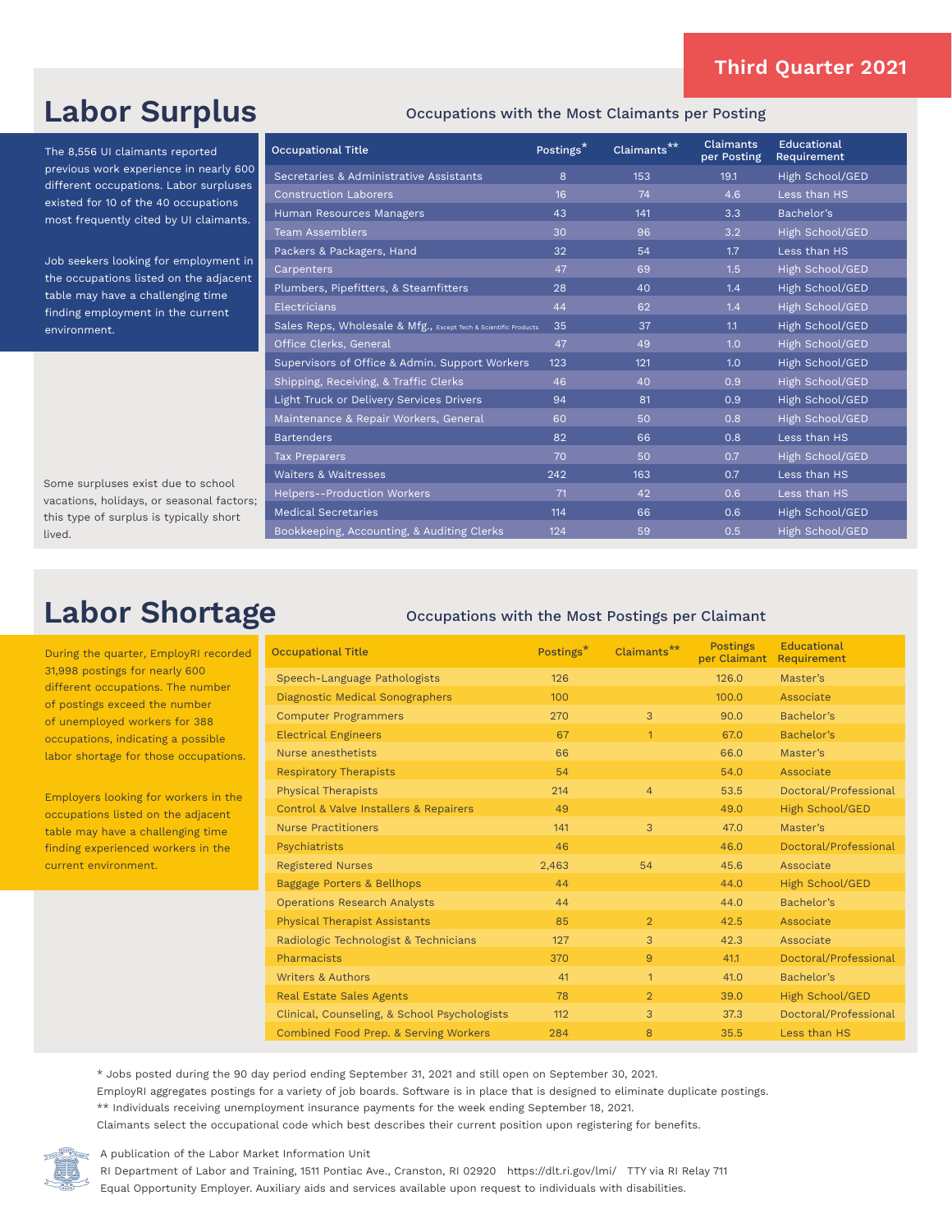Third Quarter 2021

# Labor Surplus

## Occupations with the Most Claimants per Posting

The 8,556 UI claimants reported previous work experience in nearly 600 different occupations. Labor surpluses existed for 10 of the 40 occupations most frequently cited by UI claimants.

Job seekers looking for employment in the occupations listed on the adjacent table may have a challenging time finding employment in the current environment.

Some surpluses exist due to school vacations, holidays, or seasonal factors; this type of surplus is typically short lived.

| Occupational Title | Postings* | Claimants** | Claimants per Posting | Educational Requirement |
|---|---|---|---|---|
| Secretaries & Administrative Assistants | 8 | 153 | 19.1 | High School/GED |
| Construction Laborers | 16 | 74 | 4.6 | Less than HS |
| Human Resources Managers | 43 | 141 | 3.3 | Bachelor's |
| Team Assemblers | 30 | 96 | 3.2 | High School/GED |
| Packers & Packagers, Hand | 32 | 54 | 1.7 | Less than HS |
| Carpenters | 47 | 69 | 1.5 | High School/GED |
| Plumbers, Pipefitters, & Steamfitters | 28 | 40 | 1.4 | High School/GED |
| Electricians | 44 | 62 | 1.4 | High School/GED |
| Sales Reps, Wholesale & Mfg., Except Tech & Scientific Products | 35 | 37 | 1.1 | High School/GED |
| Office Clerks, General | 47 | 49 | 1.0 | High School/GED |
| Supervisors of Office & Admin. Support Workers | 123 | 121 | 1.0 | High School/GED |
| Shipping, Receiving, & Traffic Clerks | 46 | 40 | 0.9 | High School/GED |
| Light Truck or Delivery Services Drivers | 94 | 81 | 0.9 | High School/GED |
| Maintenance & Repair Workers, General | 60 | 50 | 0.8 | High School/GED |
| Bartenders | 82 | 66 | 0.8 | Less than HS |
| Tax Preparers | 70 | 50 | 0.7 | High School/GED |
| Waiters & Waitresses | 242 | 163 | 0.7 | Less than HS |
| Helpers--Production Workers | 71 | 42 | 0.6 | Less than HS |
| Medical Secretaries | 114 | 66 | 0.6 | High School/GED |
| Bookkeeping, Accounting, & Auditing Clerks | 124 | 59 | 0.5 | High School/GED |

# Labor Shortage

## Occupations with the Most Postings per Claimant

During the quarter, EmployRI recorded 31,998 postings for nearly 600 different occupations. The number of postings exceed the number of unemployed workers for 388 occupations, indicating a possible labor shortage for those occupations.

Employers looking for workers in the occupations listed on the adjacent table may have a challenging time finding experienced workers in the current environment.

| Occupational Title | Postings* | Claimants** | Postings per Claimant | Educational Requirement |
|---|---|---|---|---|
| Speech-Language Pathologists | 126 | | 126.0 | Master's |
| Diagnostic Medical Sonographers | 100 | | 100.0 | Associate |
| Computer Programmers | 270 | 3 | 90.0 | Bachelor's |
| Electrical Engineers | 67 | 1 | 67.0 | Bachelor's |
| Nurse anesthetists | 66 | | 66.0 | Master's |
| Respiratory Therapists | 54 | | 54.0 | Associate |
| Physical Therapists | 214 | 4 | 53.5 | Doctoral/Professional |
| Control & Valve Installers & Repairers | 49 | | 49.0 | High School/GED |
| Nurse Practitioners | 141 | 3 | 47.0 | Master's |
| Psychiatrists | 46 | | 46.0 | Doctoral/Professional |
| Registered Nurses | 2,463 | 54 | 45.6 | Associate |
| Baggage Porters & Bellhops | 44 | | 44.0 | High School/GED |
| Operations Research Analysts | 44 | | 44.0 | Bachelor's |
| Physical Therapist Assistants | 85 | 2 | 42.5 | Associate |
| Radiologic Technologist & Technicians | 127 | 3 | 42.3 | Associate |
| Pharmacists | 370 | 9 | 41.1 | Doctoral/Professional |
| Writers & Authors | 41 | 1 | 41.0 | Bachelor's |
| Real Estate Sales Agents | 78 | 2 | 39.0 | High School/GED |
| Clinical, Counseling, & School Psychologists | 112 | 3 | 37.3 | Doctoral/Professional |
| Combined Food Prep. & Serving Workers | 284 | 8 | 35.5 | Less than HS |

* Jobs posted during the 90 day period ending September 31, 2021 and still open on September 30, 2021.
EmployRI aggregates postings for a variety of job boards. Software is in place that is designed to eliminate duplicate postings.
** Individuals receiving unemployment insurance payments for the week ending September 18, 2021.
Claimants select the occupational code which best describes their current position upon registering for benefits.

A publication of the Labor Market Information Unit
RI Department of Labor and Training, 1511 Pontiac Ave., Cranston, RI 02920 https://dlt.ri.gov/lmi/ TTY via RI Relay 711
Equal Opportunity Employer. Auxiliary aids and services available upon request to individuals with disabilities.